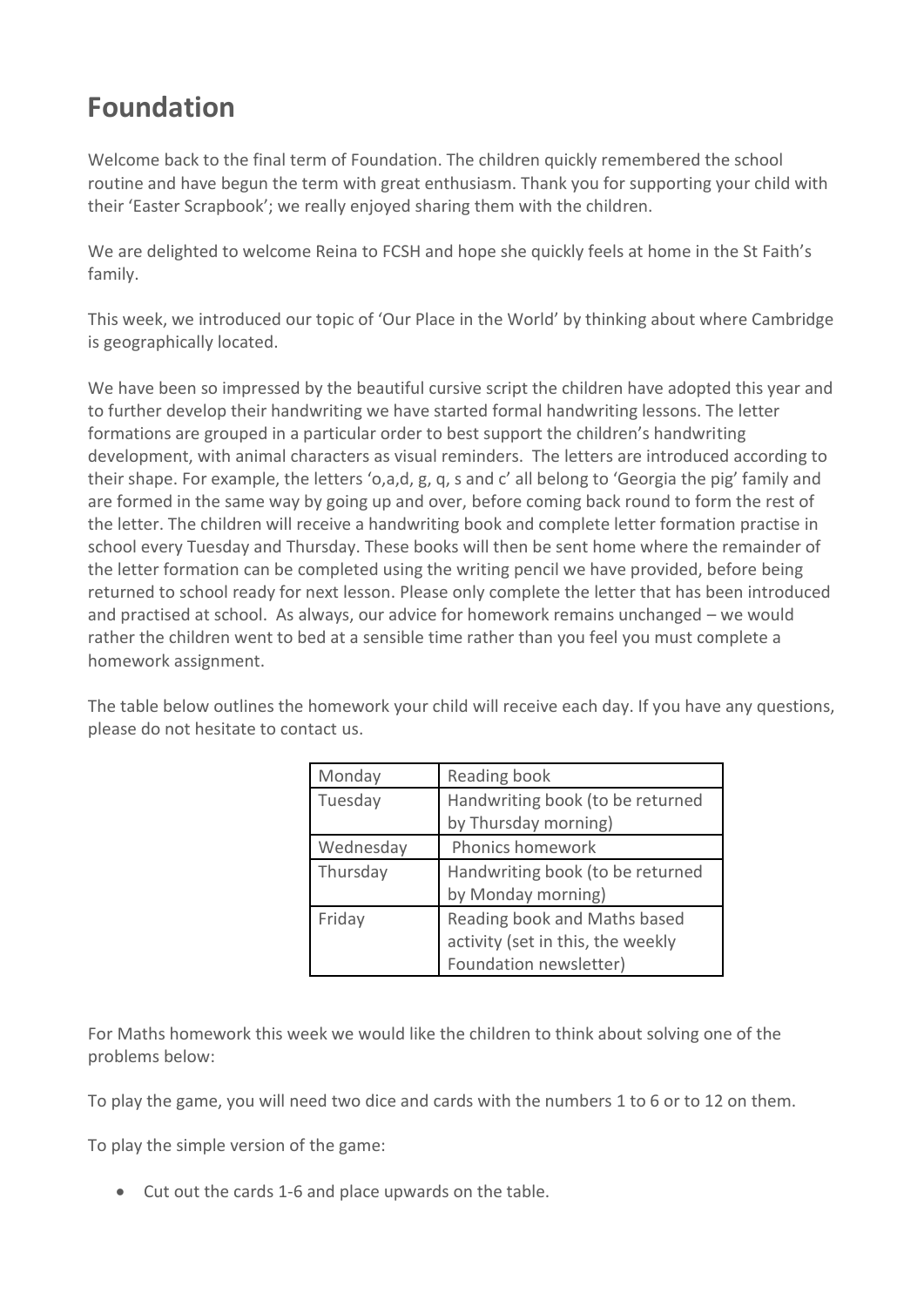# Foundation

Welcome back to the final term of Foundation. The children quickly remembered the school routine and have begun the term with great enthusiasm. Thank you for supporting your child with their 'Easter Scrapbook'; we really enjoyed sharing them with the children.

We are delighted to welcome Reina to FCSH and hope she quickly feels at home in the St Faith's family.

This week, we introduced our topic of 'Our Place in the World' by thinking about where Cambridge is geographically located.

We have been so impressed by the beautiful cursive script the children have adopted this year and to further develop their handwriting we have started formal handwriting lessons. The letter formations are grouped in a particular order to best support the children's handwriting development, with animal characters as visual reminders. The letters are introduced according to their shape. For example, the letters 'o,a,d, g, q, s and c' all belong to 'Georgia the pig' family and are formed in the same way by going up and over, before coming back round to form the rest of the letter. The children will receive a handwriting book and complete letter formation practise in school every Tuesday and Thursday. These books will then be sent home where the remainder of the letter formation can be completed using the writing pencil we have provided, before being returned to school ready for next lesson. Please only complete the letter that has been introduced and practised at school. As always, our advice for homework remains unchanged – we would rather the children went to bed at a sensible time rather than you feel you must complete a homework assignment.

The table below outlines the homework your child will receive each day. If you have any questions, please do not hesitate to contact us.

| Monday | Reading book |
|---|---|
| Tuesday | Handwriting book (to be returned by Thursday morning) |
| Wednesday | Phonics homework |
| Thursday | Handwriting book (to be returned by Monday morning) |
| Friday | Reading book and Maths based activity (set in this, the weekly Foundation newsletter) |

For Maths homework this week we would like the children to think about solving one of the problems below:

To play the game, you will need two dice and cards with the numbers 1 to 6 or to 12 on them.

To play the simple version of the game:

- Cut out the cards 1-6 and place upwards on the table.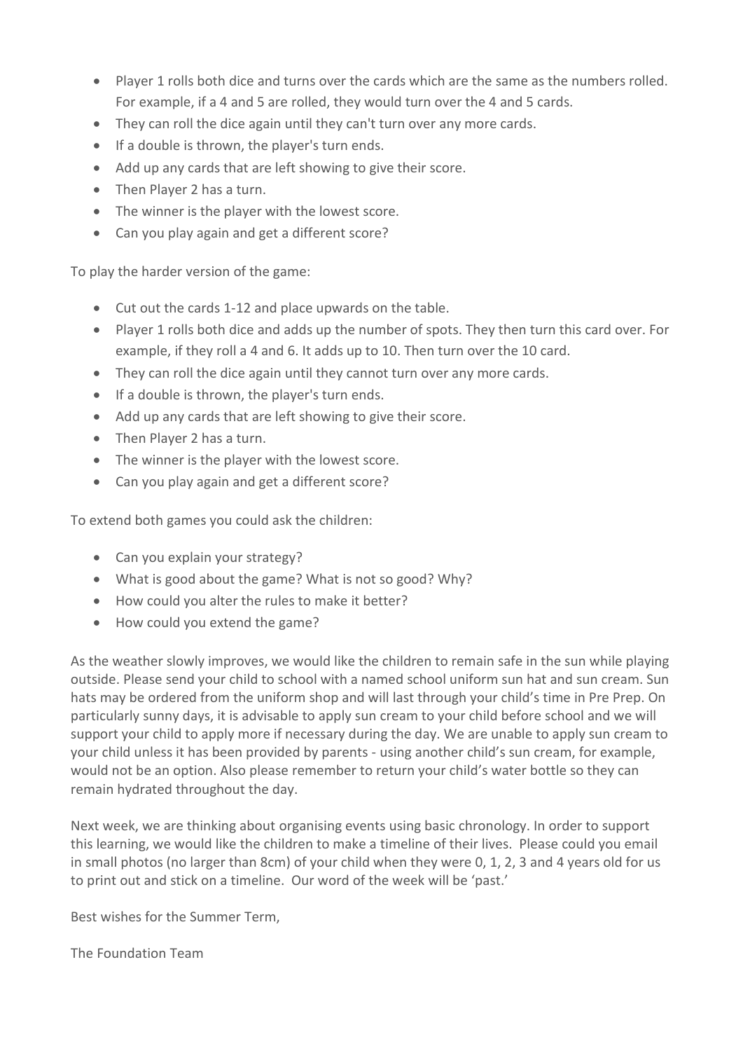- Player 1 rolls both dice and turns over the cards which are the same as the numbers rolled. For example, if a 4 and 5 are rolled, they would turn over the 4 and 5 cards.
- They can roll the dice again until they can't turn over any more cards.
- If a double is thrown, the player's turn ends.
- Add up any cards that are left showing to give their score.
- Then Player 2 has a turn.
- The winner is the player with the lowest score.
- Can you play again and get a different score?

To play the harder version of the game:

- Cut out the cards 1-12 and place upwards on the table.
- Player 1 rolls both dice and adds up the number of spots. They then turn this card over. For example, if they roll a 4 and 6. It adds up to 10. Then turn over the 10 card.
- They can roll the dice again until they cannot turn over any more cards.
- If a double is thrown, the player's turn ends.
- Add up any cards that are left showing to give their score.
- Then Player 2 has a turn.
- The winner is the player with the lowest score.
- Can you play again and get a different score?

To extend both games you could ask the children:

- Can you explain your strategy?
- What is good about the game? What is not so good? Why?
- How could you alter the rules to make it better?
- How could you extend the game?

As the weather slowly improves, we would like the children to remain safe in the sun while playing outside. Please send your child to school with a named school uniform sun hat and sun cream. Sun hats may be ordered from the uniform shop and will last through your child's time in Pre Prep. On particularly sunny days, it is advisable to apply sun cream to your child before school and we will support your child to apply more if necessary during the day. We are unable to apply sun cream to your child unless it has been provided by parents - using another child's sun cream, for example, would not be an option. Also please remember to return your child's water bottle so they can remain hydrated throughout the day.

Next week, we are thinking about organising events using basic chronology. In order to support this learning, we would like the children to make a timeline of their lives. Please could you email in small photos (no larger than 8cm) of your child when they were 0, 1, 2, 3 and 4 years old for us to print out and stick on a timeline. Our word of the week will be 'past.'

Best wishes for the Summer Term,

The Foundation Team